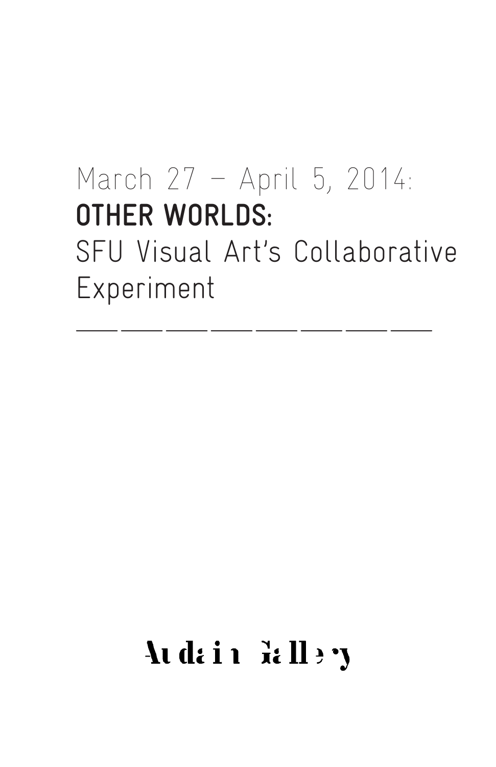March 27 – April 5, 2014:

# OTHER WORLDS:

SFU Visual Art's Collaborative Experiment

Audain Gallery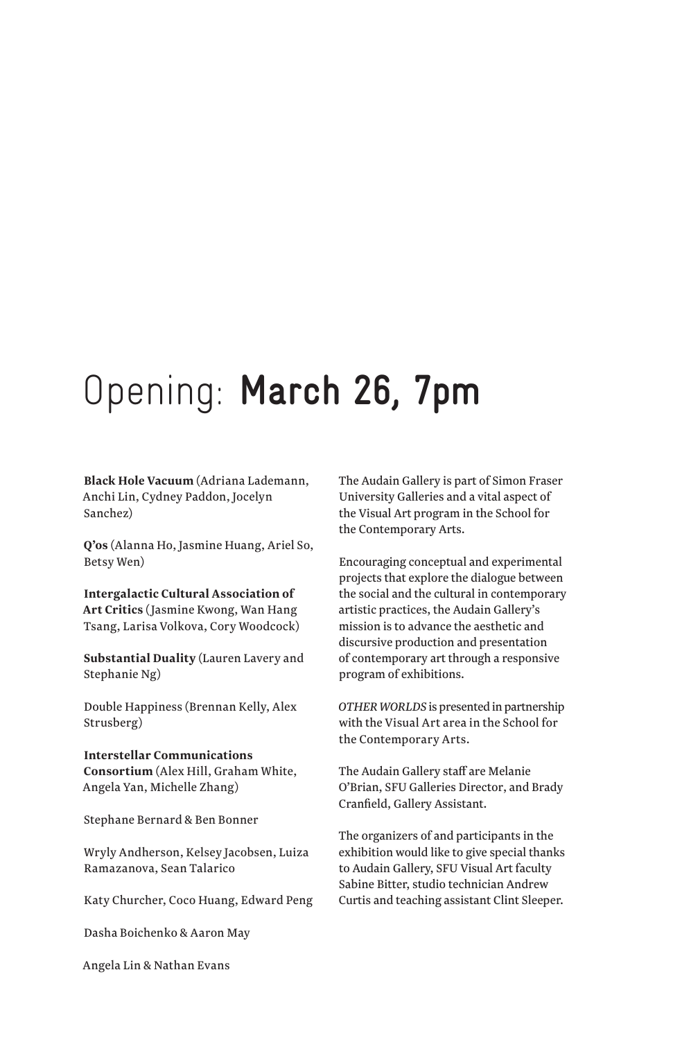# Opening: **March 26, 7pm**

**Black Hole Vacuum** (Adriana Lademann, Anchi Lin, Cydney Paddon, Jocelyn Sanchez)

**Q'os** (Alanna Ho, Jasmine Huang, Ariel So, Betsy Wen)

**Intergalactic Cultural Association of Art Critics** (Jasmine Kwong, Wan Hang Tsang, Larisa Volkova, Cory Woodcock)

**Substantial Duality** (Lauren Lavery and Stephanie Ng)

Double Happiness (Brennan Kelly, Alex Strusberg)

**Interstellar Communications Consortium** (Alex Hill, Graham White, Angela Yan, Michelle Zhang)

Stephane Bernard & Ben Bonner

Wryly Andherson, Kelsey Jacobsen, Luiza Ramazanova, Sean Talarico

Katy Churcher, Coco Huang, Edward Peng

Dasha Boichenko & Aaron May

Angela Lin & Nathan Evans

The Audain Gallery is part of Simon Fraser University Galleries and a vital aspect of the Visual Art program in the School for the Contemporary Arts.

Encouraging conceptual and experimental projects that explore the dialogue between the social and the cultural in contemporary artistic practices, the Audain Gallery's mission is to advance the aesthetic and discursive production and presentation of contemporary art through a responsive program of exhibitions.

*OTHER WORLDS* is presented in partnership with the Visual Art area in the School for the Contemporary Arts.

The Audain Gallery staff are Melanie O'Brian, SFU Galleries Director, and Brady Cranfield, Gallery Assistant.

The organizers of and participants in the exhibition would like to give special thanks to Audain Gallery, SFU Visual Art faculty Sabine Bitter, studio technician Andrew Curtis and teaching assistant Clint Sleeper.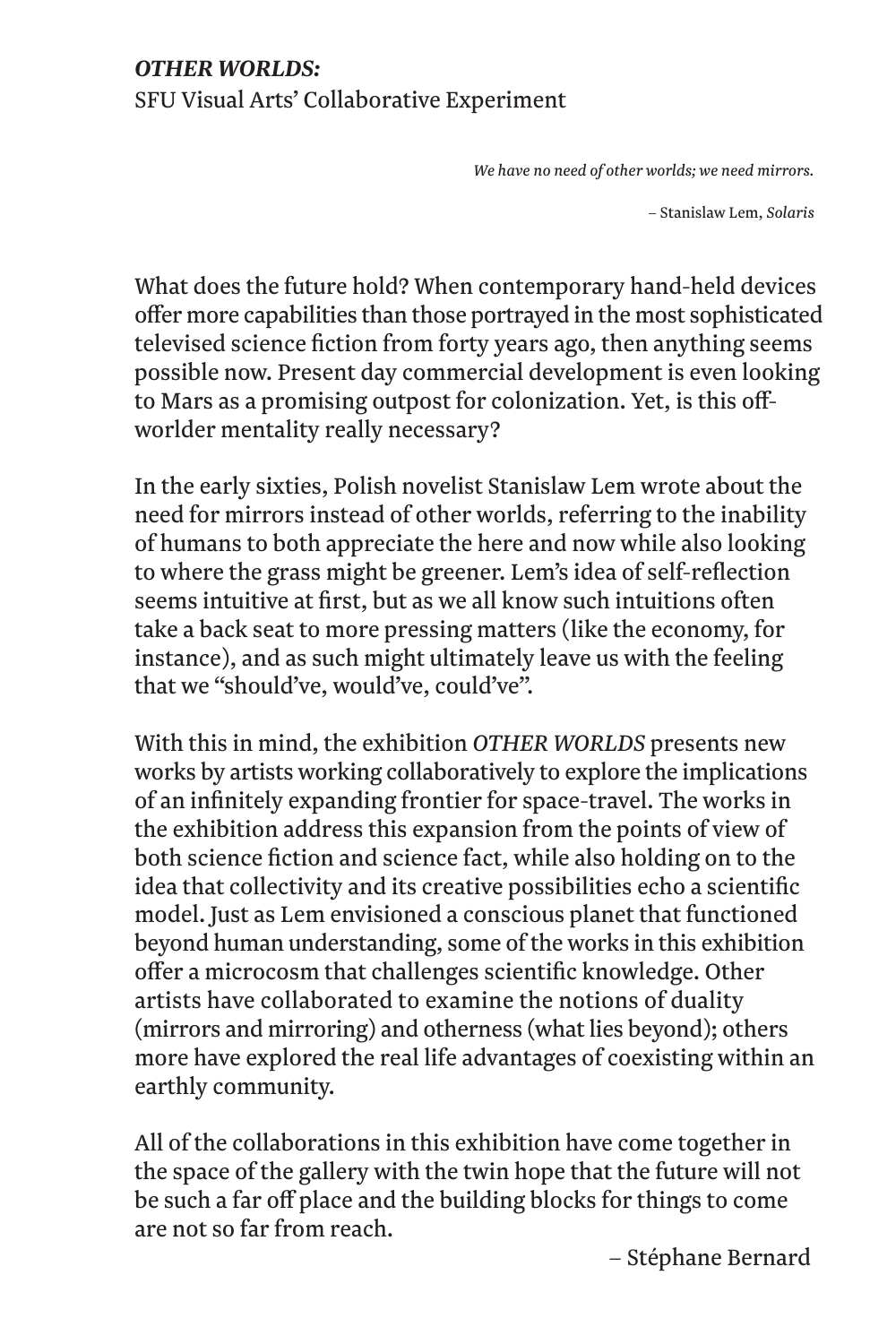## *OTHER WORLDS:*
SFU Visual Arts' Collaborative Experiment

> *We have no need of other worlds; we need mirrors.*
>
> – Stanislaw Lem, *Solaris*

What does the future hold? When contemporary hand-held devices offer more capabilities than those portrayed in the most sophisticated televised science fiction from forty years ago, then anything seems possible now. Present day commercial development is even looking to Mars as a promising outpost for colonization. Yet, is this off-worlder mentality really necessary?

In the early sixties, Polish novelist Stanislaw Lem wrote about the need for mirrors instead of other worlds, referring to the inability of humans to both appreciate the here and now while also looking to where the grass might be greener. Lem's idea of self-reflection seems intuitive at first, but as we all know such intuitions often take a back seat to more pressing matters (like the economy, for instance), and as such might ultimately leave us with the feeling that we "should've, would've, could've".

With this in mind, the exhibition *OTHER WORLDS* presents new works by artists working collaboratively to explore the implications of an infinitely expanding frontier for space-travel. The works in the exhibition address this expansion from the points of view of both science fiction and science fact, while also holding on to the idea that collectivity and its creative possibilities echo a scientific model. Just as Lem envisioned a conscious planet that functioned beyond human understanding, some of the works in this exhibition offer a microcosm that challenges scientific knowledge. Other artists have collaborated to examine the notions of duality (mirrors and mirroring) and otherness (what lies beyond); others more have explored the real life advantages of coexisting within an earthly community.

All of the collaborations in this exhibition have come together in the space of the gallery with the twin hope that the future will not be such a far off place and the building blocks for things to come are not so far from reach.

– Stéphane Bernard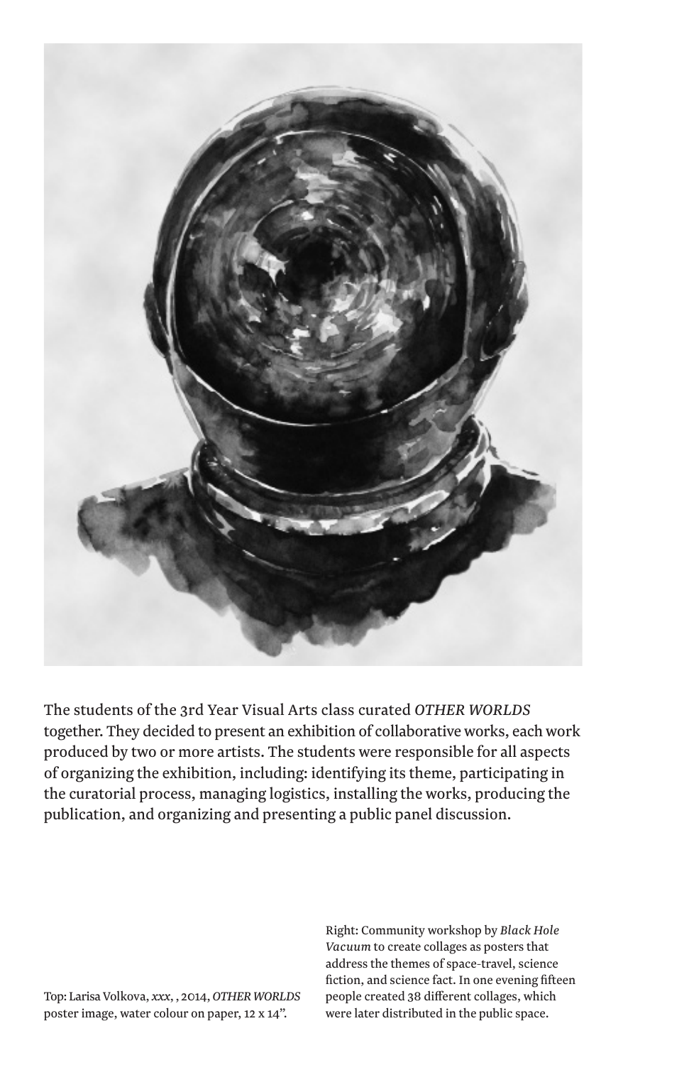The students of the 3rd Year Visual Arts class curated *OTHER WORLDS* together. They decided to present an exhibition of collaborative works, each work produced by two or more artists. The students were responsible for all aspects of organizing the exhibition, including: identifying its theme, participating in the curatorial process, managing logistics, installing the works, producing the publication, and organizing and presenting a public panel discussion.

Top: Larisa Volkova, *xxx*, , 2014, *OTHER WORLDS* poster image, water colour on paper, 12 x 14".

Right: Community workshop by *Black Hole Vacuum* to create collages as posters that address the themes of space-travel, science fiction, and science fact. In one evening fifteen people created 38 different collages, which were later distributed in the public space.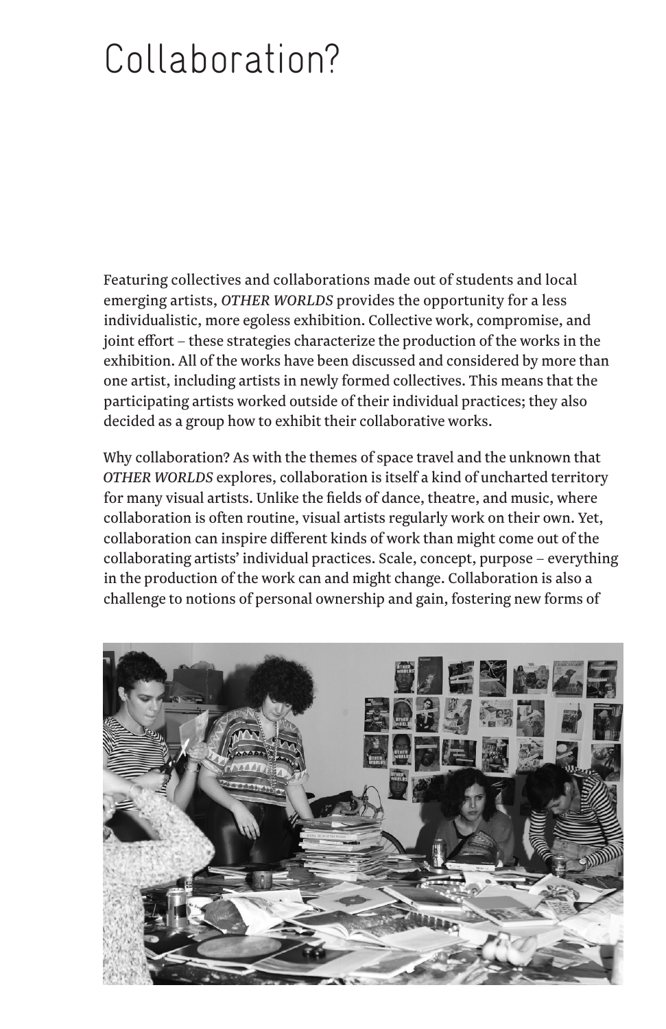# Collaboration?

Featuring collectives and collaborations made out of students and local emerging artists, *OTHER WORLDS* provides the opportunity for a less individualistic, more egoless exhibition. Collective work, compromise, and joint effort – these strategies characterize the production of the works in the exhibition. All of the works have been discussed and considered by more than one artist, including artists in newly formed collectives. This means that the participating artists worked outside of their individual practices; they also decided as a group how to exhibit their collaborative works.

Why collaboration? As with the themes of space travel and the unknown that *OTHER WORLDS* explores, collaboration is itself a kind of uncharted territory for many visual artists. Unlike the fields of dance, theatre, and music, where collaboration is often routine, visual artists regularly work on their own. Yet, collaboration can inspire different kinds of work than might come out of the collaborating artists' individual practices. Scale, concept, purpose – everything in the production of the work can and might change. Collaboration is also a challenge to notions of personal ownership and gain, fostering new forms of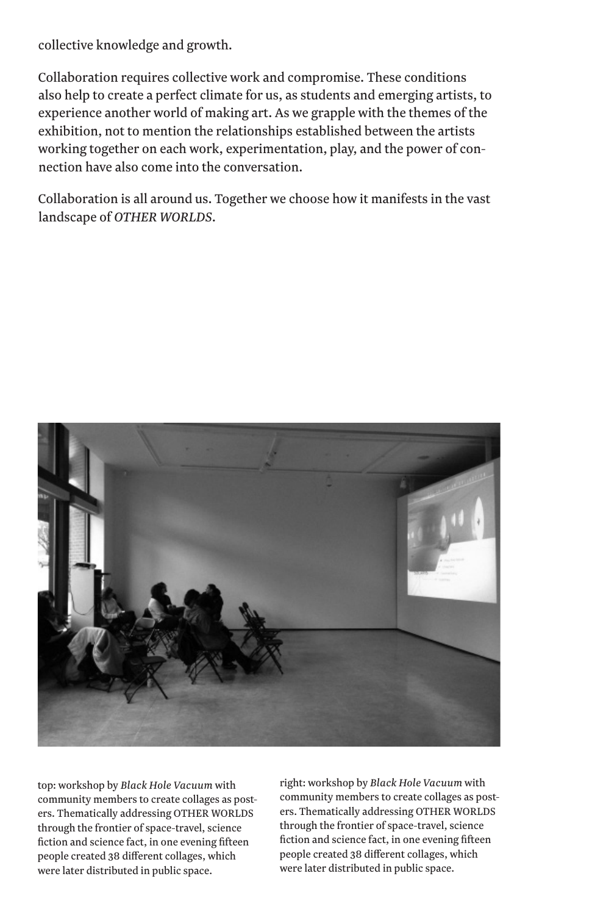collective knowledge and growth.

Collaboration requires collective work and compromise. These conditions also help to create a perfect climate for us, as students and emerging artists, to experience another world of making art. As we grapple with the themes of the exhibition, not to mention the relationships established between the artists working together on each work, experimentation, play, and the power of connection have also come into the conversation.

Collaboration is all around us. Together we choose how it manifests in the vast landscape of *OTHER WORLDS*.

top: workshop by *Black Hole Vacuum* with community members to create collages as posters. Thematically addressing OTHER WORLDS through the frontier of space-travel, science fiction and science fact, in one evening fifteen people created 38 different collages, which were later distributed in public space.

right: workshop by *Black Hole Vacuum* with community members to create collages as posters. Thematically addressing OTHER WORLDS through the frontier of space-travel, science fiction and science fact, in one evening fifteen people created 38 different collages, which were later distributed in public space.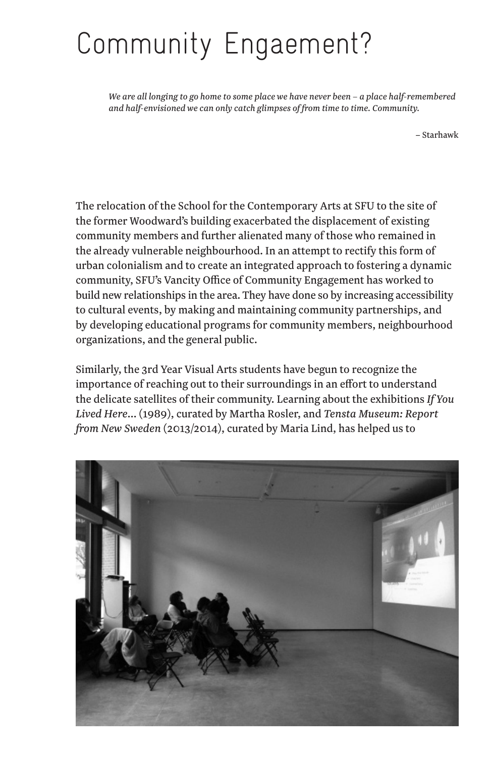# Community Engaement?

> *We are all longing to go home to some place we have never been – a place half-remembered and half-envisioned we can only catch glimpses of from time to time. Community.*
>
> – Starhawk

The relocation of the School for the Contemporary Arts at SFU to the site of the former Woodward's building exacerbated the displacement of existing community members and further alienated many of those who remained in the already vulnerable neighbourhood. In an attempt to rectify this form of urban colonialism and to create an integrated approach to fostering a dynamic community, SFU's Vancity Office of Community Engagement has worked to build new relationships in the area. They have done so by increasing accessibility to cultural events, by making and maintaining community partnerships, and by developing educational programs for community members, neighbourhood organizations, and the general public.

Similarly, the 3rd Year Visual Arts students have begun to recognize the importance of reaching out to their surroundings in an effort to understand the delicate satellites of their community. Learning about the exhibitions *If You Lived Here...* (1989), curated by Martha Rosler, and *Tensta Museum: Report from New Sweden* (2013/2014), curated by Maria Lind, has helped us to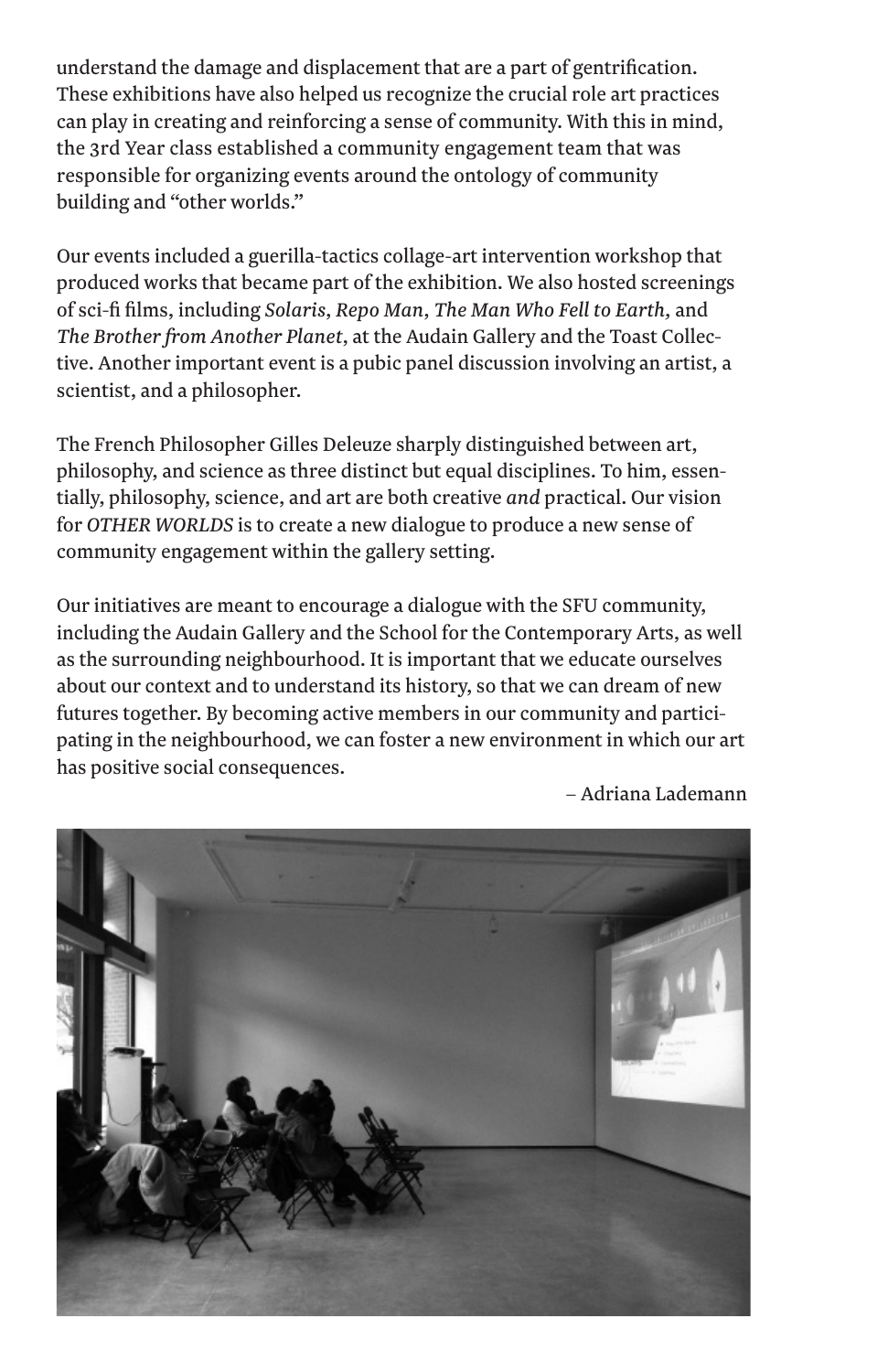understand the damage and displacement that are a part of gentrification. These exhibitions have also helped us recognize the crucial role art practices can play in creating and reinforcing a sense of community. With this in mind, the 3rd Year class established a community engagement team that was responsible for organizing events around the ontology of community building and "other worlds."

Our events included a guerilla-tactics collage-art intervention workshop that produced works that became part of the exhibition. We also hosted screenings of sci-fi films, including *Solaris*, *Repo Man*, *The Man Who Fell to Earth*, and *The Brother from Another Planet*, at the Audain Gallery and the Toast Collective. Another important event is a pubic panel discussion involving an artist, a scientist, and a philosopher.

The French Philosopher Gilles Deleuze sharply distinguished between art, philosophy, and science as three distinct but equal disciplines. To him, essentially, philosophy, science, and art are both creative *and* practical. Our vision for *OTHER WORLDS* is to create a new dialogue to produce a new sense of community engagement within the gallery setting.

Our initiatives are meant to encourage a dialogue with the SFU community, including the Audain Gallery and the School for the Contemporary Arts, as well as the surrounding neighbourhood. It is important that we educate ourselves about our context and to understand its history, so that we can dream of new futures together. By becoming active members in our community and participating in the neighbourhood, we can foster a new environment in which our art has positive social consequences.

– Adriana Lademann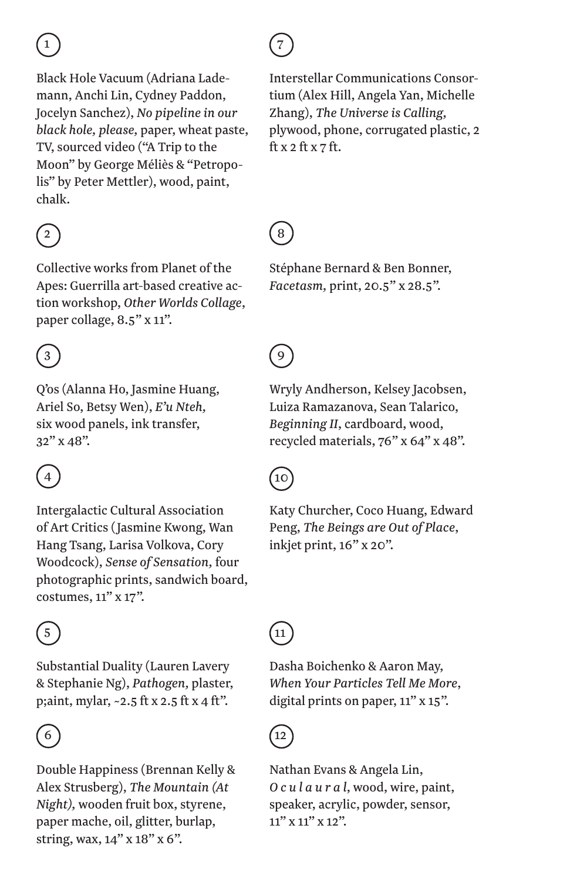1

Black Hole Vacuum (Adriana Lademann, Anchi Lin, Cydney Paddon, Jocelyn Sanchez), *No pipeline in our black hole, please,* paper, wheat paste, TV, sourced video ("A Trip to the Moon" by George Méliès & "Petropolis" by Peter Mettler), wood, paint, chalk.

2

Collective works from Planet of the Apes: Guerrilla art-based creative action workshop, *Other Worlds Collage*, paper collage, 8.5" x 11".

3

Q'os (Alanna Ho, Jasmine Huang, Ariel So, Betsy Wen), *E'u Nteh*, six wood panels, ink transfer, 32" x 48".

4

Intergalactic Cultural Association of Art Critics (Jasmine Kwong, Wan Hang Tsang, Larisa Volkova, Cory Woodcock), *Sense of Sensation,* four photographic prints, sandwich board, costumes, 11" x 17".

5

Substantial Duality (Lauren Lavery & Stephanie Ng), *Pathogen*, plaster, p;aint, mylar, ~2.5 ft x 2.5 ft x 4 ft".

6

Double Happiness (Brennan Kelly & Alex Strusberg), *The Mountain (At Night),* wooden fruit box, styrene, paper mache, oil, glitter, burlap, string, wax, 14" x 18" x 6".

7

Interstellar Communications Consortium (Alex Hill, Angela Yan, Michelle Zhang), *The Universe is Calling*, plywood, phone, corrugated plastic, 2 ft x 2 ft x 7 ft.

8

Stéphane Bernard & Ben Bonner, *Facetasm*, print, 20.5" x 28.5".

9

Wryly Andherson, Kelsey Jacobsen, Luiza Ramazanova, Sean Talarico, *Beginning II*, cardboard, wood, recycled materials, 76" x 64" x 48".

10

Katy Churcher, Coco Huang, Edward Peng, *The Beings are Out of Place*, inkjet print, 16" x 20".

11

Dasha Boichenko & Aaron May, *When Your Particles Tell Me More*, digital prints on paper, 11" x 15".

12

Nathan Evans & Angela Lin, *O c u l a u r a l*, wood, wire, paint, speaker, acrylic, powder, sensor, 11" x 11" x 12".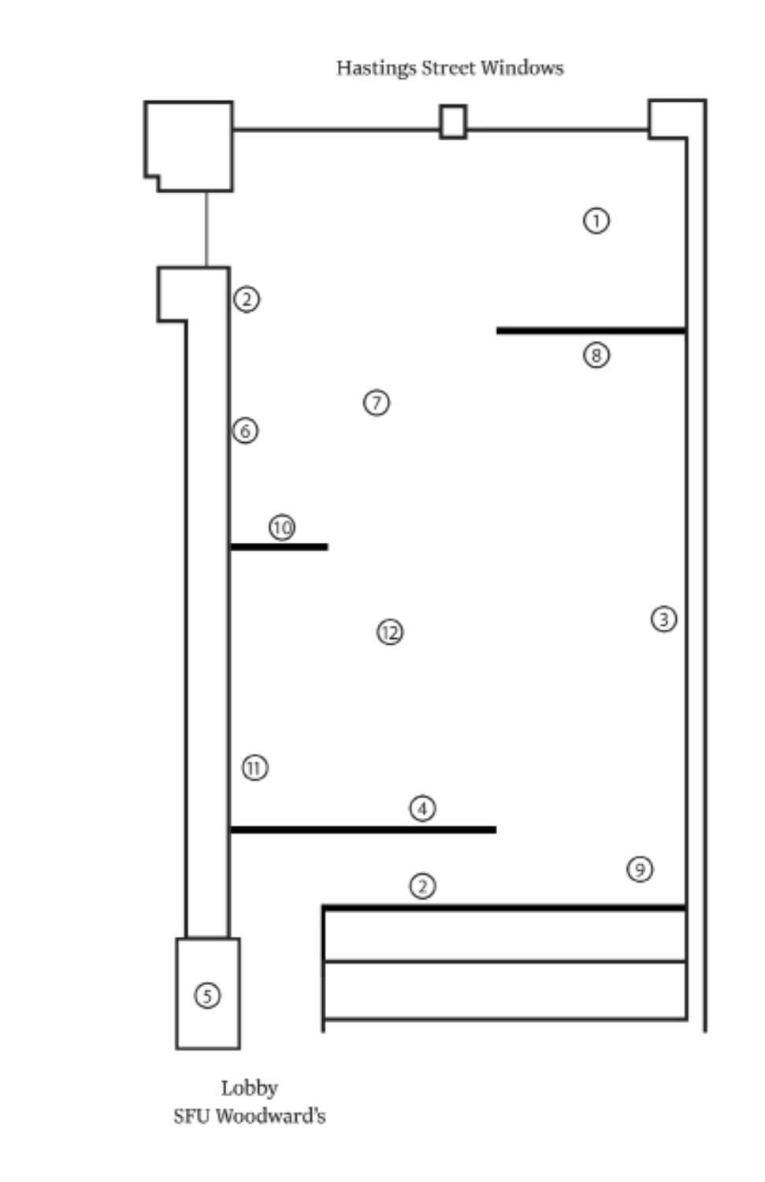Hastings Street Windows

①

②

⑧

⑦

⑥

⑩

⑫

③

⑪

④

⑨

②

⑤

Lobby
SFU Woodward's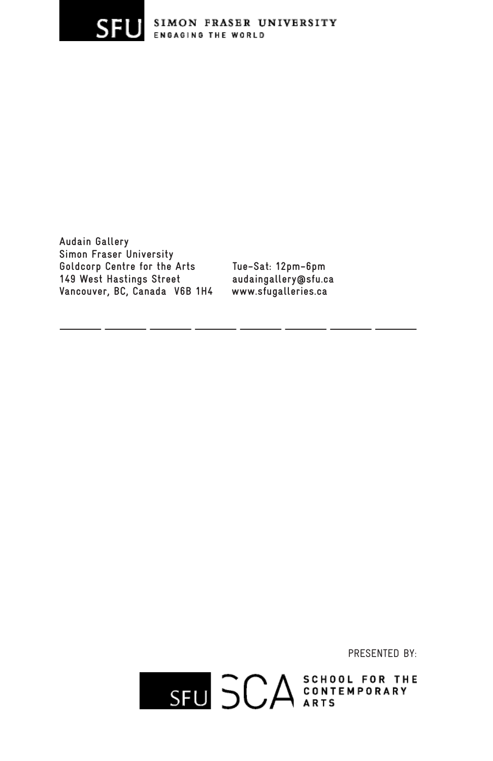SFU SIMON FRASER UNIVERSITY
ENGAGING THE WORLD

Audain Gallery
Simon Fraser University
Goldcorp Centre for the Arts
149 West Hastings Street
Vancouver, BC, Canada  V6B 1H4

Tue-Sat: 12pm-6pm
audaingallery@sfu.ca
www.sfugalleries.ca

PRESENTED BY:

SFU SCA SCHOOL FOR THE CONTEMPORARY ARTS